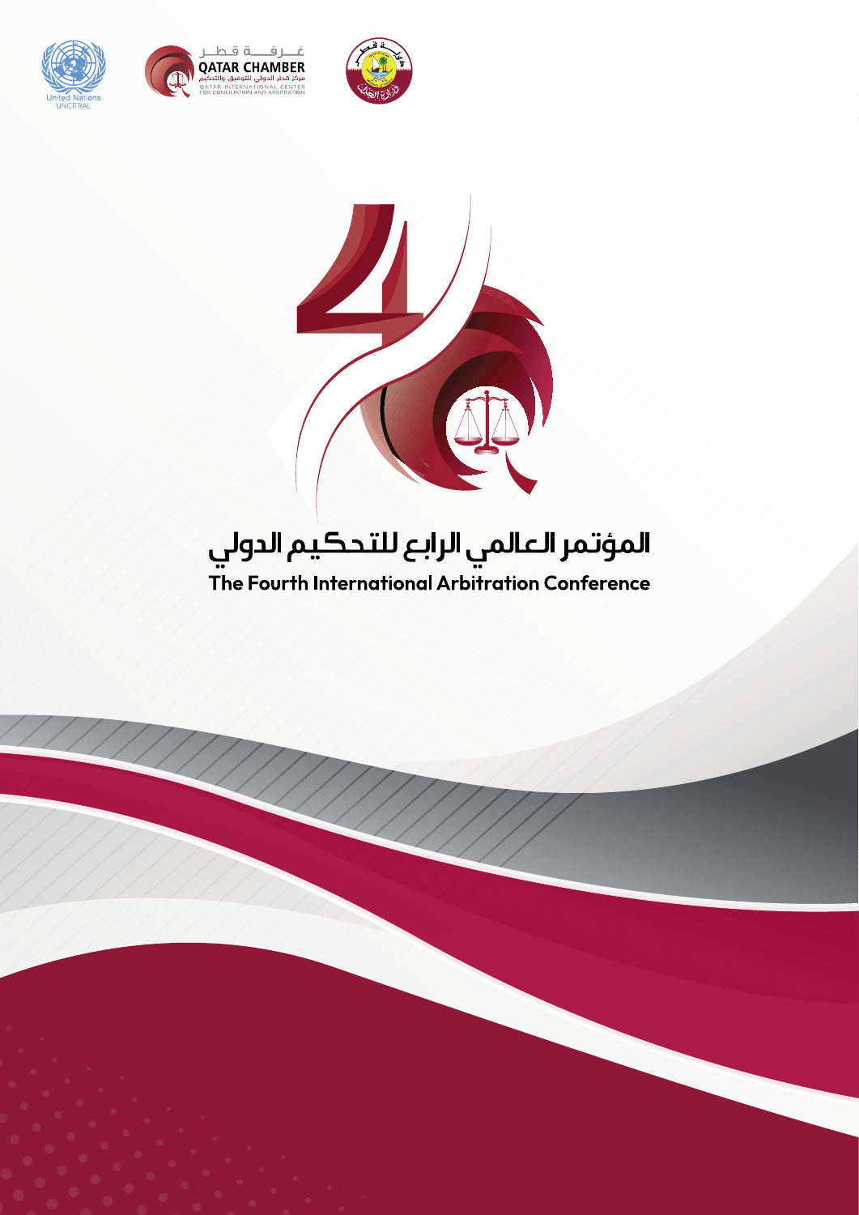United Nations
UNCITRAL

غـرفــة قطـر
QATAR CHAMBER
مركز قطر الدولي للتوفيق والتحكيم
QATAR INTERNATIONAL CENTER FOR CONCILIATION AND ARBITRATION

# المؤتمر العالمي الرابع للتحكيم الدولي

# The Fourth International Arbitration Conference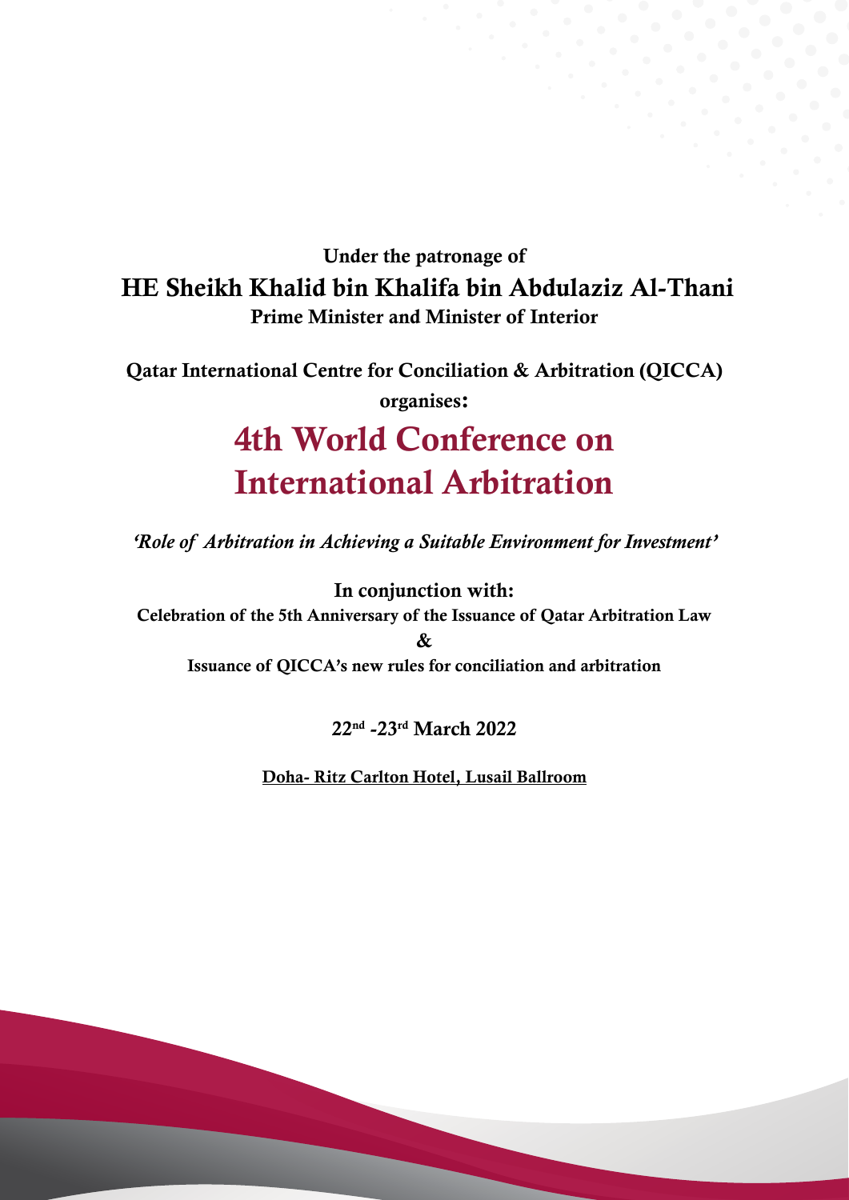**Under the patronage of**

**HE Sheikh Khalid bin Khalifa bin Abdulaziz Al-Thani**

**Prime Minister and Minister of Interior**

**Qatar International Centre for Conciliation & Arbitration (QICCA) organises:**

# 4th World Conference on International Arbitration

*'Role of Arbitration in Achieving a Suitable Environment for Investment'*

**In conjunction with:**

**Celebration of the 5th Anniversary of the Issuance of Qatar Arbitration Law**

**&**

**Issuance of QICCA's new rules for conciliation and arbitration**

**22nd -23rd March 2022**

**Doha- Ritz Carlton Hotel, Lusail Ballroom**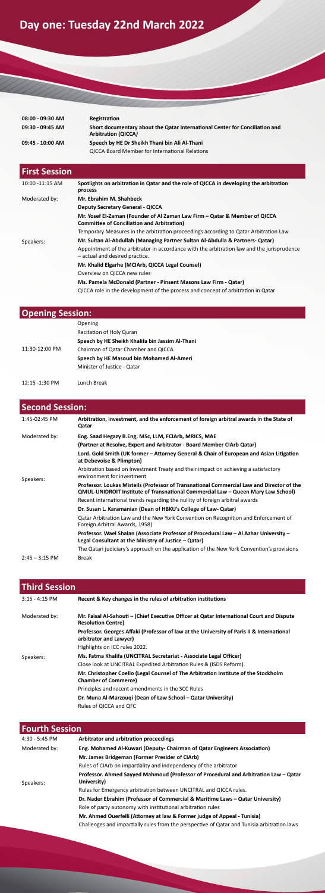# Day one: Tuesday 22nd March 2022

| | |
|---|---|
| 08:00 - 09:30 AM | **Registration** |
| 09:30 - 09:45 AM | **Short documentary about the Qatar International Center for Conciliation and Arbitration (QICCA)** |
| 09:45 - 10:00 AM | **Speech by HE Dr Sheikh Thani bin Ali Al-Thani**<br>QICCA Board Member for International Relations |

## First Session

| | |
|---|---|
| 10:00 -11:15 AM | **Spotlights on arbitration in Qatar and the role of QICCA in developing the arbitration process** |
| Moderated by: | **Mr. Ebrahim M. Shahbeck**<br>**Deputy Secretary General - QICCA** |
| Speakers: | **Mr. Yosef El-Zaman (Founder of Al Zaman Law Firm – Qatar & Member of QICCA Committee of Conciliation and Arbitration)**<br>Temporary Measures in the arbitration proceedings according to Qatar Arbitration Law<br>**Mr. Sultan Al-Abdullah (Managing Partner Sultan Al-Abdulla & Partners- Qatar)**<br>Appointment of the arbitrator in accordance with the arbitration law and the jurisprudence – actual and desired practice.<br>**Mr. Khalid Elgarhe (MCIArb, QICCA Legal Counsel)**<br>Overview on QICCA new rules<br>**Ms. Pamela McDonald (Partner - Pinsent Masons Law Firm - Qatar)**<br>QICCA role in the development of the process and concept of arbitration in Qatar |

## Opening Session:

| | |
|---|---|
| 11:30-12:00 PM | Opening<br>Recitation of Holy Quran<br>**Speech by HE Sheikh Khalifa bin Jassim Al-Thani**<br>Chairman of Qatar Chamber and QICCA<br>**Speech by HE Masoud bin Mohamed Al-Ameri**<br>Minister of Justice - Qatar |
| 12:15 -1:30 PM | Lunch Break |

## Second Session:

| | |
|---|---|
| 1:45-02:45 PM | **Arbitration, investment, and the enforcement of foreign arbitral awards in the State of Qatar** |
| Moderated by: | **Eng. Saad Hegazy B.Eng, MSc, LLM, FCIArb, MRICS, MAE**<br>**(Partner at Resolve, Expert and Arbitrator - Board Member CIArb Qatar)** |
| Speakers: | **Lord. Gold Smith (UK former – Attorney General & Chair of European and Asian Litigation at Debevoise & Plimpton)**<br>Arbitration based on Investment Treaty and their impact on achieving a satisfactory environment for investment<br>**Professor. Loukas Misteils (Professor of Transnational Commercial Law and Director of the QMUL-UNIDROIT Institute of Transnational Commercial Law – Queen Mary Law School)**<br>Recent international trends regarding the nullity of foreign arbitral awards<br>**Dr. Susan L. Karamanian (Dean of HBKU's College of Law- Qatar)**<br>Qatar Arbitration Law and the New York Convention on Recognition and Enforcement of Foreign Arbitral Awards, 1958)<br>**Professor. Wael Shalan (Associate Professor of Procedural Law – Al Azhar University – Legal Consultant at the Ministry of Justice – Qatar)**<br>The Qatari judiciary's approach on the application of the New York Convention's provisions |
| 2:45 – 3:15 PM | Break |

## Third Session

| | |
|---|---|
| 3:15 - 4:15 PM | **Recent & Key changes in the rules of arbitration institutions** |
| Moderated by: | **Mr. Faisal Al-Sahouti – (Chief Executive Officer at Qatar International Court and Dispute Resolution Centre)** |
| Speakers: | **Professor. Georges Affaki (Professor of law at the University of Paris II & International arbitrator and Lawyer)**<br>Highlights on ICC rules 2022.<br>**Ms. Fatma Khalifa (UNCITRAL Secretariat - Associate Legal Officer)**<br>Close look at UNCITRAL Expedited Arbitration Rules & (ISDS Reform).<br>**Mr. Christopher Coello (Legal Counsel of The Arbitration Institute of the Stockholm Chamber of Commerce)**<br>Principles and recent amendments in the SCC Rules<br>**Dr. Muna Al-Marzouqi (Dean of Law School – Qatar University)**<br>Rules of QICCA and QFC |

## Fourth Session

| | |
|---|---|
| 4:30 - 5:45 PM | **Arbitrator and arbitration proceedings** |
| Moderated by: | **Eng. Mohamed Al-Kuwari (Deputy- Chairman of Qatar Engineers Association)** |
| Speakers: | **Mr. James Bridgeman (Former Presider of CIArb)**<br>Rules of CIArb on impartiality and independency of the arbitrator<br>**Professor. Ahmed Sayyed Mahmoud (Professor of Procedural and Arbitration Law – Qatar University)**<br>Rules for Emergency arbitration between UNCITRAL and QICCA rules.<br>**Dr. Nader Ebrahim (Professor of Commercial & Maritime Laws – Qatar University)**<br>Role of party autonomy with institutional arbitration rules<br>**Mr. Ahmed Ouerfelli (Attorney at law & Former judge of Appeal - Tunisia)**<br>Challenges and impartially rules from the perspective of Qatar and Tunisia arbitration laws |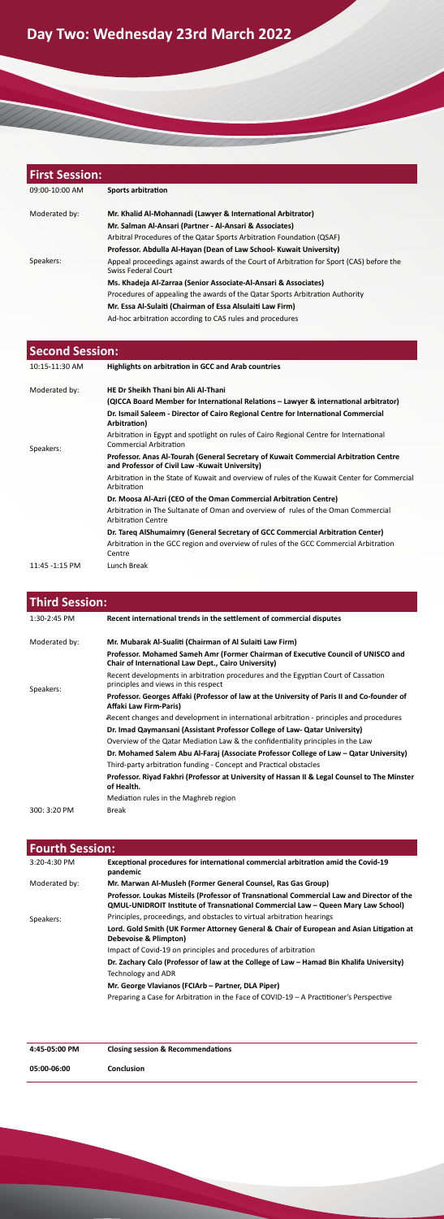# Day Two: Wednesday 23rd March 2022

## First Session:

| | |
|---|---|
| 09:00-10:00 AM | **Sports arbitration** |
| Moderated by: | **Mr. Khalid Al-Mohannadi (Lawyer & International Arbitrator)** |
| Speakers: | **Mr. Salman Al-Ansari (Partner - Al-Ansari & Associates)**<br>Arbitral Procedures of the Qatar Sports Arbitration Foundation (QSAF)<br>**Professor. Abdulla Al-Hayan (Dean of Law School- Kuwait University)**<br>Appeal proceedings against awards of the Court of Arbitration for Sport (CAS) before the Swiss Federal Court<br>**Ms. Khadeja Al-Zarraa (Senior Associate-Al-Ansari & Associates)**<br>Procedures of appealing the awards of the Qatar Sports Arbitration Authority<br>**Mr. Essa Al-Sulaiti (Chairman of Essa Alsulaiti Law Firm)**<br>Ad-hoc arbitration according to CAS rules and procedures |

## Second Session:

| | |
|---|---|
| 10:15-11:30 AM | **Highlights on arbitration in GCC and Arab countries** |
| Moderated by: | **HE Dr Sheikh Thani bin Ali Al-Thani**<br>**(QICCA Board Member for International Relations – Lawyer & international arbitrator)** |
| Speakers: | **Dr. Ismail Saleem - Director of Cairo Regional Centre for International Commercial Arbitration)**<br>Arbitration in Egypt and spotlight on rules of Cairo Regional Centre for International Commercial Arbitration<br>**Professor. Anas Al-Tourah (General Secretary of Kuwait Commercial Arbitration Centre and Professor of Civil Law -Kuwait University)**<br>Arbitration in the State of Kuwait and overview of rules of the Kuwait Center for Commercial Arbitration<br>**Dr. Moosa Al-Azri (CEO of the Oman Commercial Arbitration Centre)**<br>Arbitration in The Sultanate of Oman and overview of rules of the Oman Commercial Arbitration Centre<br>**Dr. Tareq AlShumaimry (General Secretary of GCC Commercial Arbitration Center)**<br>Arbitration in the GCC region and overview of rules of the GCC Commercial Arbitration Centre |
| 11:45 -1:15 PM | Lunch Break |

## Third Session:

| | |
|---|---|
| 1:30-2:45 PM | **Recent international trends in the settlement of commercial disputes** |
| Moderated by: | **Mr. Mubarak Al-Sulaiti (Chairman of Al Sulaiti Law Firm)** |
| Speakers: | **Professor. Mohamed Sameh Amr (Former Chairman of Executive Council of UNISCO and Chair of International Law Dept., Cairo University)**<br>Recent developments in arbitration procedures and the Egyptian Court of Cassation principles and views in this respect<br>**Professor. Georges Affaki (Professor of law at the University of Paris II and Co-founder of Affaki Law Firm-Paris)**<br>Recent changes and development in international arbitration - principles and procedures<br>**Dr. Imad Qaymansani (Assistant Professor College of Law- Qatar University)**<br>Overview of the Qatar Mediation Law & the confidentiality principles in the Law<br>**Dr. Mohamed Salem Abu Al-Faraj (Associate Professor College of Law – Qatar University)**<br>Third-party arbitration funding - Concept and Practical obstacles<br>**Professor. Riyad Fakhri (Professor at University of Hassan II & Legal Counsel to The Minster of Health.**<br>Mediation rules in the Maghreb region |
| 300: 3:20 PM | Break |

## Fourth Session:

| | |
|---|---|
| 3:20-4:30 PM | **Exceptional procedures for international commercial arbitration amid the Covid-19 pandemic** |
| Moderated by: | **Mr. Marwan Al-Musleh (Former General Counsel, Ras Gas Group)** |
| Speakers: | **Professor. Loukas Misteils (Professor of Transnational Commercial Law and Director of the QMUL-UNIDROIT Institute of Transnational Commercial Law – Queen Mary Law School)**<br>Principles, proceedings, and obstacles to virtual arbitration hearings<br>**Lord. Gold Smith (UK Former Attorney General & Chair of European and Asian Litigation at Debevoise & Plimpton)**<br>Impact of Covid-19 on principles and procedures of arbitration<br>**Dr. Zachary Calo (Professor of law at the College of Law – Hamad Bin Khalifa University)**<br>Technology and ADR<br>**Mr. George Vlavianos (FCIArb – Partner, DLA Piper)**<br>Preparing a Case for Arbitration in the Face of COVID-19 – A Practitioner's Perspective |

| | |
|---|---|
| **4:45-05:00 PM** | **Closing session & Recommendations** |
| **05:00-06:00** | **Conclusion** |